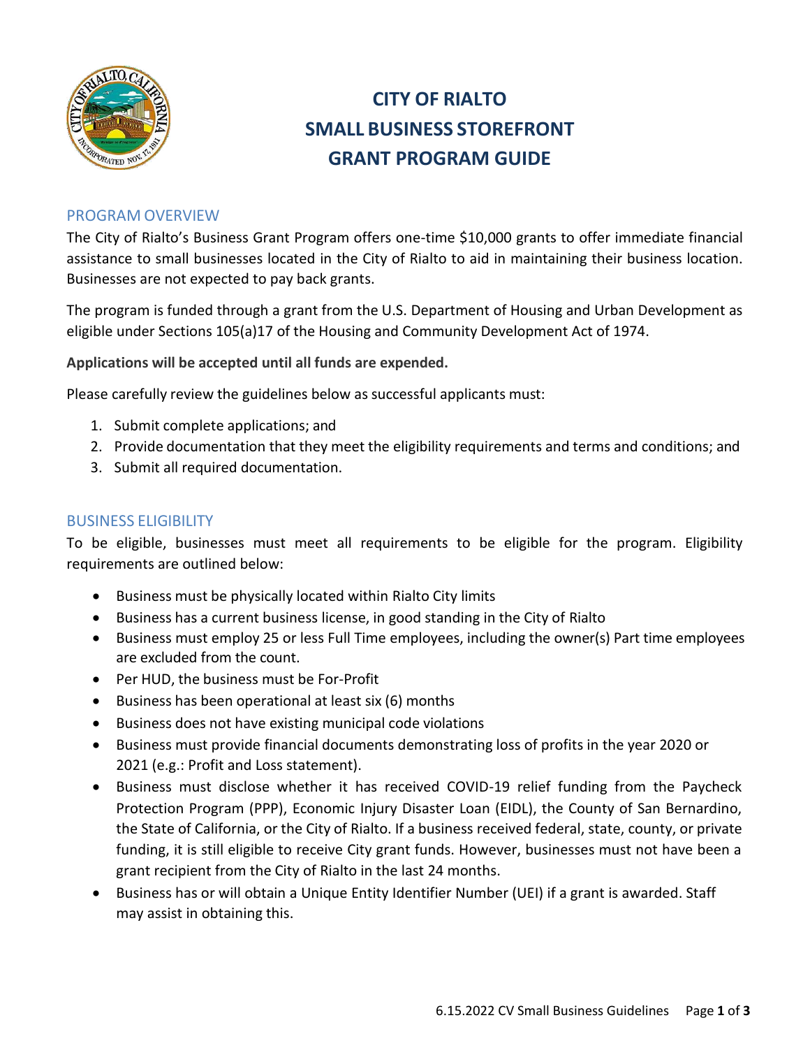# CITY OF RIALTO SMALL BUSINESS STOREFRONT GRANT PROGRAM GUIDE

## PROGRAM OVERVIEW

The City of Rialto's Business Grant Program offers one-time $10,000 grants to offer immediate financial assistance to small businesses located in the City of Rialto to aid in maintaining their business location. Businesses are not expected to pay back grants.

The program is funded through a grant from the U.S. Department of Housing and Urban Development as eligible under Sections 105(a)17 of the Housing and Community Development Act of 1974.

**Applications will be accepted until all funds are expended.**

Please carefully review the guidelines below as successful applicants must:

1. Submit complete applications; and
2. Provide documentation that they meet the eligibility requirements and terms and conditions; and
3. Submit all required documentation.

## BUSINESS ELIGIBILITY

To be eligible, businesses must meet all requirements to be eligible for the program. Eligibility requirements are outlined below:

- Business must be physically located within Rialto City limits
- Business has a current business license, in good standing in the City of Rialto
- Business must employ 25 or less Full Time employees, including the owner(s) Part time employees are excluded from the count.
- Per HUD, the business must be For-Profit
- Business has been operational at least six (6) months
- Business does not have existing municipal code violations
- Business must provide financial documents demonstrating loss of profits in the year 2020 or 2021 (e.g.: Profit and Loss statement).
- Business must disclose whether it has received COVID-19 relief funding from the Paycheck Protection Program (PPP), Economic Injury Disaster Loan (EIDL), the County of San Bernardino, the State of California, or the City of Rialto. If a business received federal, state, county, or private funding, it is still eligible to receive City grant funds. However, businesses must not have been a grant recipient from the City of Rialto in the last 24 months.
- Business has or will obtain a Unique Entity Identifier Number (UEI) if a grant is awarded. Staff may assist in obtaining this.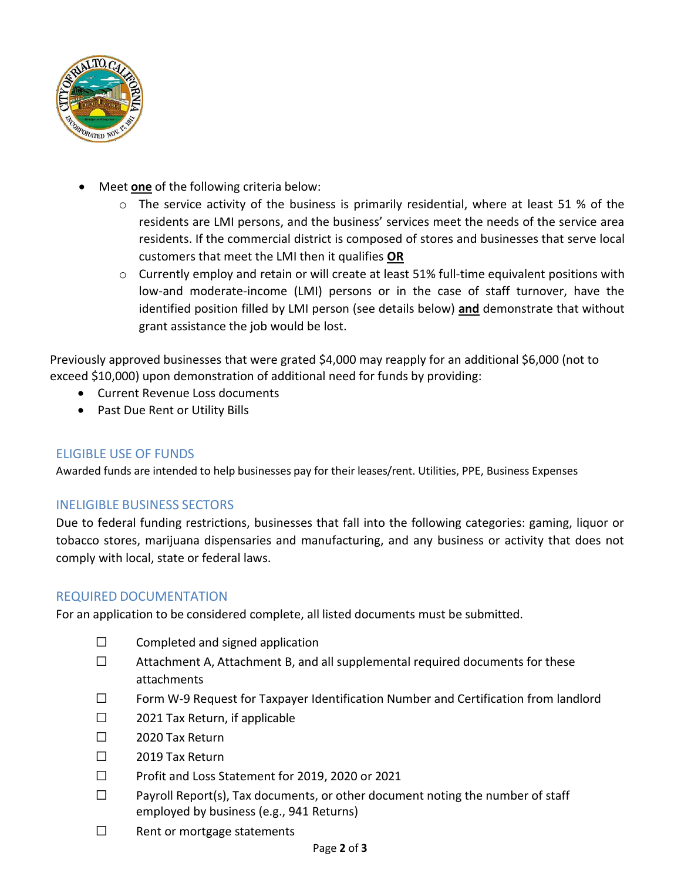- Meet **one** of the following criteria below:
  - The service activity of the business is primarily residential, where at least 51 % of the residents are LMI persons, and the business' services meet the needs of the service area residents. If the commercial district is composed of stores and businesses that serve local customers that meet the LMI then it qualifies **OR**
  - Currently employ and retain or will create at least 51% full-time equivalent positions with low-and moderate-income (LMI) persons or in the case of staff turnover, have the identified position filled by LMI person (see details below) **and** demonstrate that without grant assistance the job would be lost.

Previously approved businesses that were grated $4,000 may reapply for an additional $6,000 (not to exceed $10,000) upon demonstration of additional need for funds by providing:

- Current Revenue Loss documents
- Past Due Rent or Utility Bills

## ELIGIBLE USE OF FUNDS

Awarded funds are intended to help businesses pay for their leases/rent. Utilities, PPE, Business Expenses

## INELIGIBLE BUSINESS SECTORS

Due to federal funding restrictions, businesses that fall into the following categories: gaming, liquor or tobacco stores, marijuana dispensaries and manufacturing, and any business or activity that does not comply with local, state or federal laws.

## REQUIRED DOCUMENTATION

For an application to be considered complete, all listed documents must be submitted.

- ☐ Completed and signed application
- ☐ Attachment A, Attachment B, and all supplemental required documents for these attachments
- ☐ Form W-9 Request for Taxpayer Identification Number and Certification from landlord
- ☐ 2021 Tax Return, if applicable
- ☐ 2020 Tax Return
- ☐ 2019 Tax Return
- ☐ Profit and Loss Statement for 2019, 2020 or 2021
- ☐ Payroll Report(s), Tax documents, or other document noting the number of staff employed by business (e.g., 941 Returns)
- ☐ Rent or mortgage statements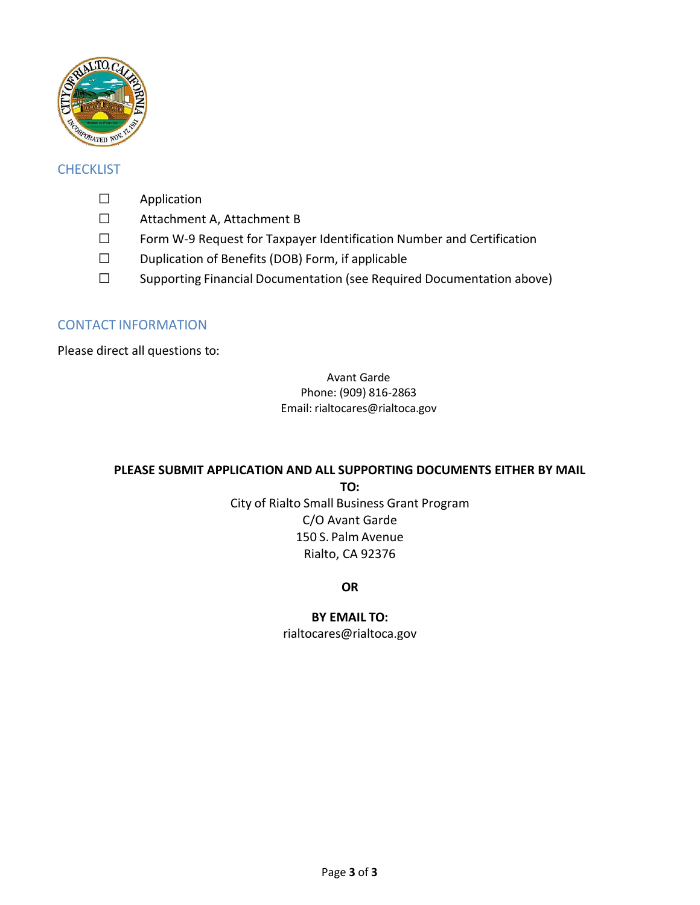## CHECKLIST

- ☐ Application
- ☐ Attachment A, Attachment B
- ☐ Form W-9 Request for Taxpayer Identification Number and Certification
- ☐ Duplication of Benefits (DOB) Form, if applicable
- ☐ Supporting Financial Documentation (see Required Documentation above)

## CONTACT INFORMATION

Please direct all questions to:

Avant Garde
Phone: (909) 816-2863
Email: rialtocares@rialtoca.gov

**PLEASE SUBMIT APPLICATION AND ALL SUPPORTING DOCUMENTS EITHER BY MAIL TO:**

City of Rialto Small Business Grant Program
C/O Avant Garde
150 S. Palm Avenue
Rialto, CA 92376

**OR**

**BY EMAIL TO:**
rialtocares@rialtoca.gov